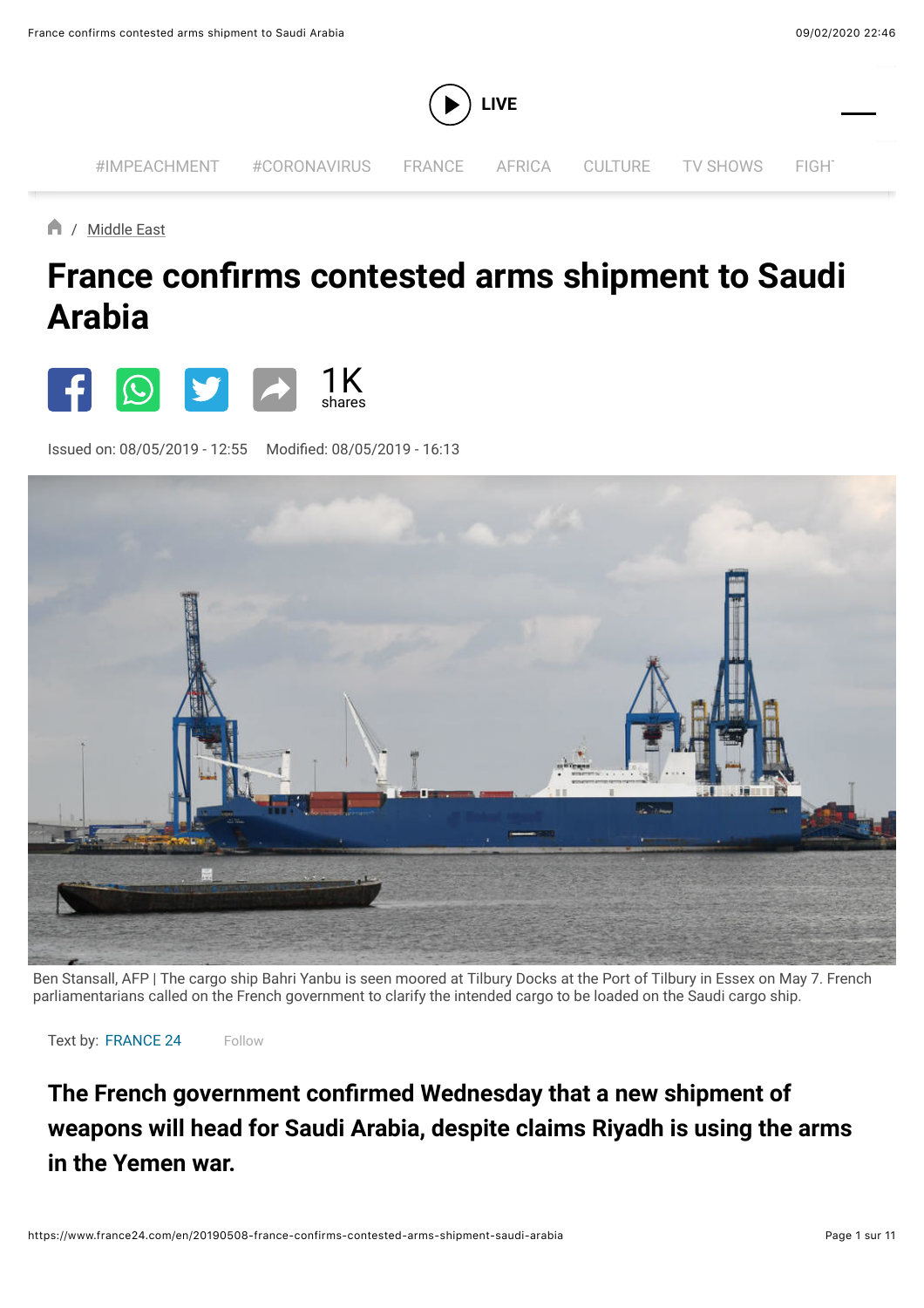Middle East

# France confirms contested arms shipment to Saudi Arabia

1K shares

Issued on: 08/05/2019 - 12:55 Modified: 08/05/2019 - 16:13

Ben Stansall, AFP | The cargo ship Bahri Yanbu is seen moored at Tilbury Docks at the Port of Tilbury in Essex on May 7. French parliamentarians called on the French government to clarify the intended cargo to be loaded on the Saudi cargo ship.

Text by: FRANCE 24

**The French government confirmed Wednesday that a new shipment of weapons will head for Saudi Arabia, despite claims Riyadh is using the arms in the Yemen war.**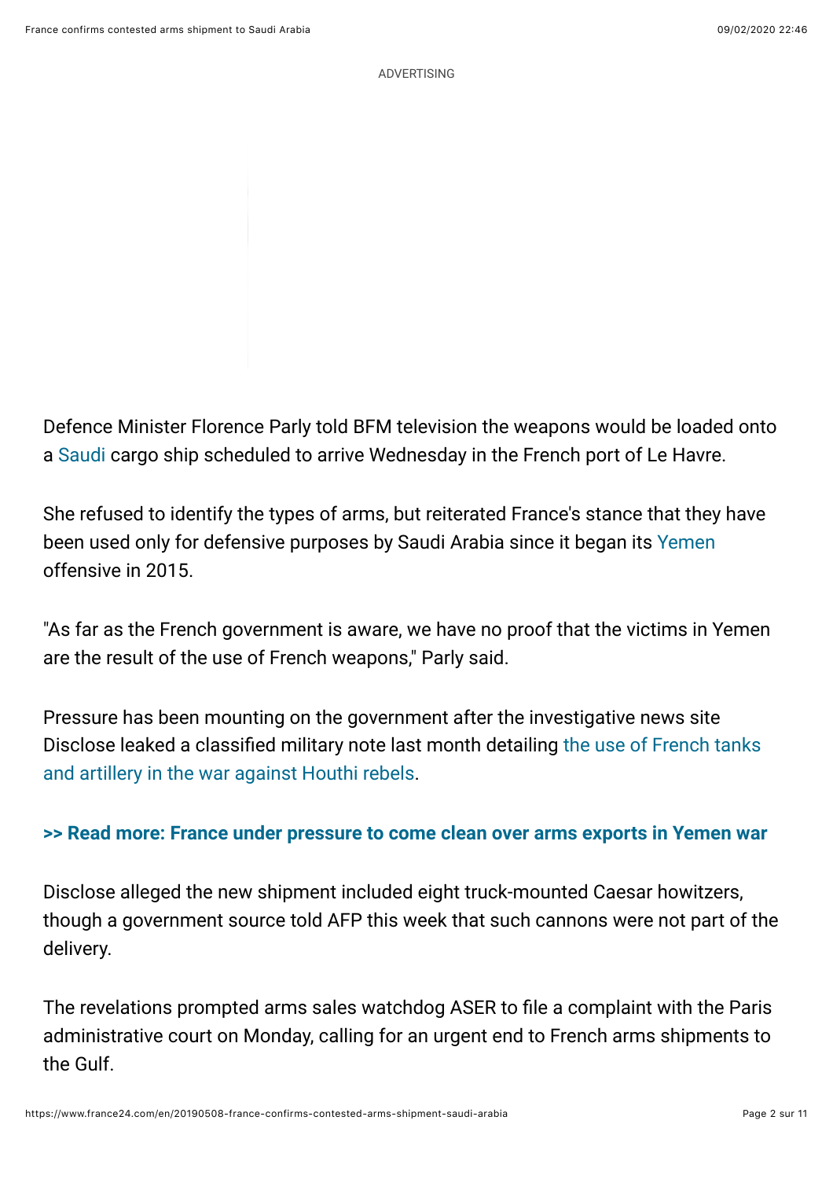ADVERTISING

Defence Minister Florence Parly told BFM television the weapons would be loaded onto a Saudi cargo ship scheduled to arrive Wednesday in the French port of Le Havre.

She refused to identify the types of arms, but reiterated France's stance that they have been used only for defensive purposes by Saudi Arabia since it began its Yemen offensive in 2015.

"As far as the French government is aware, we have no proof that the victims in Yemen are the result of the use of French weapons," Parly said.

Pressure has been mounting on the government after the investigative news site Disclose leaked a classified military note last month detailing the use of French tanks and artillery in the war against Houthi rebels.

**>> Read more: France under pressure to come clean over arms exports in Yemen war**

Disclose alleged the new shipment included eight truck-mounted Caesar howitzers, though a government source told AFP this week that such cannons were not part of the delivery.

The revelations prompted arms sales watchdog ASER to file a complaint with the Paris administrative court on Monday, calling for an urgent end to French arms shipments to the Gulf.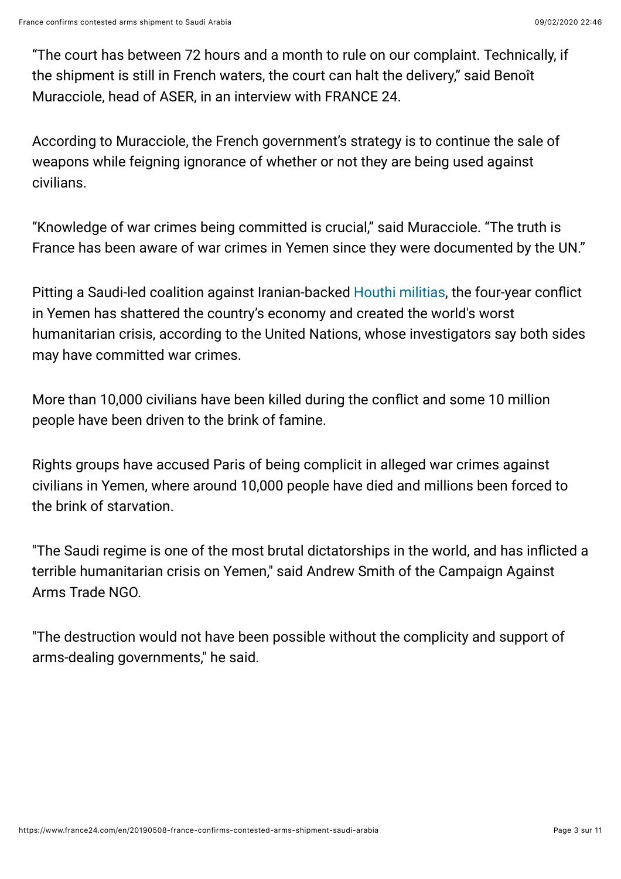“The court has between 72 hours and a month to rule on our complaint. Technically, if the shipment is still in French waters, the court can halt the delivery,” said Benoît Muracciole, head of ASER, in an interview with FRANCE 24.

According to Muracciole, the French government’s strategy is to continue the sale of weapons while feigning ignorance of whether or not they are being used against civilians.

“Knowledge of war crimes being committed is crucial,” said Muracciole. “The truth is France has been aware of war crimes in Yemen since they were documented by the UN.”

Pitting a Saudi-led coalition against Iranian-backed Houthi militias, the four-year conflict in Yemen has shattered the country’s economy and created the world's worst humanitarian crisis, according to the United Nations, whose investigators say both sides may have committed war crimes.

More than 10,000 civilians have been killed during the conflict and some 10 million people have been driven to the brink of famine.

Rights groups have accused Paris of being complicit in alleged war crimes against civilians in Yemen, where around 10,000 people have died and millions been forced to the brink of starvation.

"The Saudi regime is one of the most brutal dictatorships in the world, and has inflicted a terrible humanitarian crisis on Yemen," said Andrew Smith of the Campaign Against Arms Trade NGO.

"The destruction would not have been possible without the complicity and support of arms-dealing governments," he said.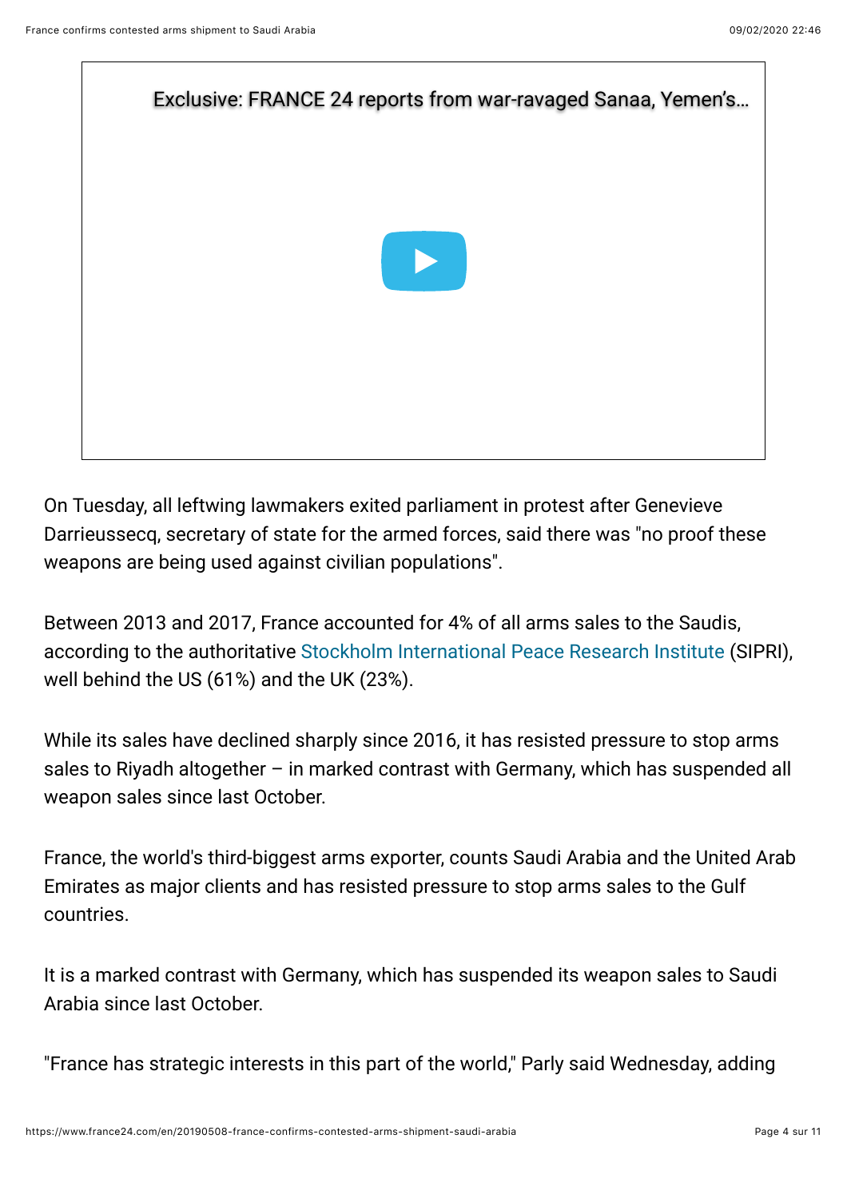Exclusive: FRANCE 24 reports from war-ravaged Sanaa, Yemen's...

On Tuesday, all leftwing lawmakers exited parliament in protest after Genevieve Darrieussecq, secretary of state for the armed forces, said there was "no proof these weapons are being used against civilian populations".

Between 2013 and 2017, France accounted for 4% of all arms sales to the Saudis, according to the authoritative Stockholm International Peace Research Institute (SIPRI), well behind the US (61%) and the UK (23%).

While its sales have declined sharply since 2016, it has resisted pressure to stop arms sales to Riyadh altogether – in marked contrast with Germany, which has suspended all weapon sales since last October.

France, the world's third-biggest arms exporter, counts Saudi Arabia and the United Arab Emirates as major clients and has resisted pressure to stop arms sales to the Gulf countries.

It is a marked contrast with Germany, which has suspended its weapon sales to Saudi Arabia since last October.

"France has strategic interests in this part of the world," Parly said Wednesday, adding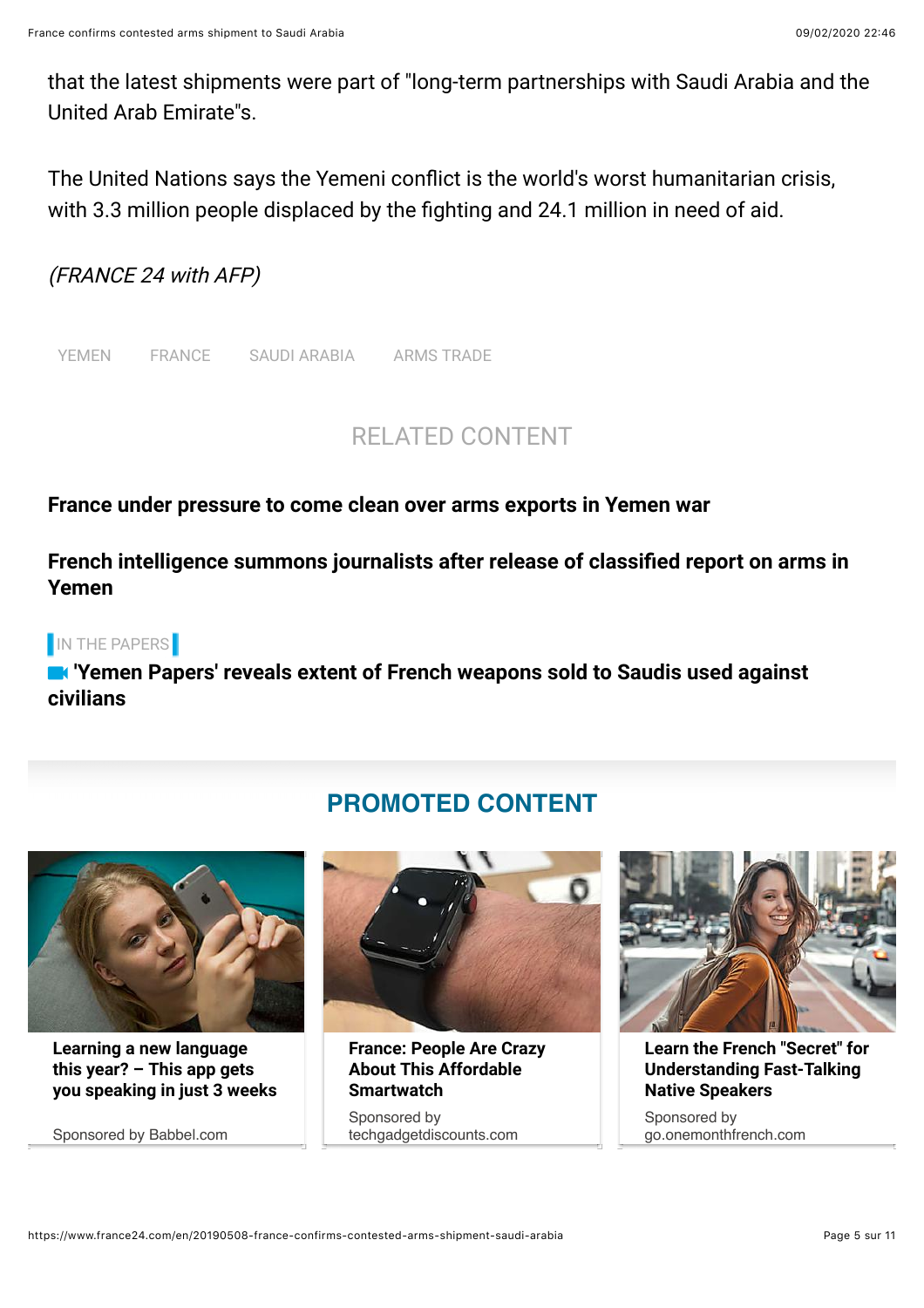that the latest shipments were part of "long-term partnerships with Saudi Arabia and the United Arab Emirate"s.

The United Nations says the Yemeni conflict is the world's worst humanitarian crisis, with 3.3 million people displaced by the fighting and 24.1 million in need of aid.

*(FRANCE 24 with AFP)*

YEMEN FRANCE SAUDI ARABIA ARMS TRADE

## RELATED CONTENT

**France under pressure to come clean over arms exports in Yemen war**

**French intelligence summons journalists after release of classified report on arms in Yemen**

IN THE PAPERS

**'Yemen Papers' reveals extent of French weapons sold to Saudis used against civilians**

## PROMOTED CONTENT

**Learning a new language this year? – This app gets you speaking in just 3 weeks**

Sponsored by Babbel.com

**France: People Are Crazy About This Affordable Smartwatch**

Sponsored by techgadgetdiscounts.com

**Learn the French "Secret" for Understanding Fast-Talking Native Speakers**

Sponsored by go.onemonthfrench.com